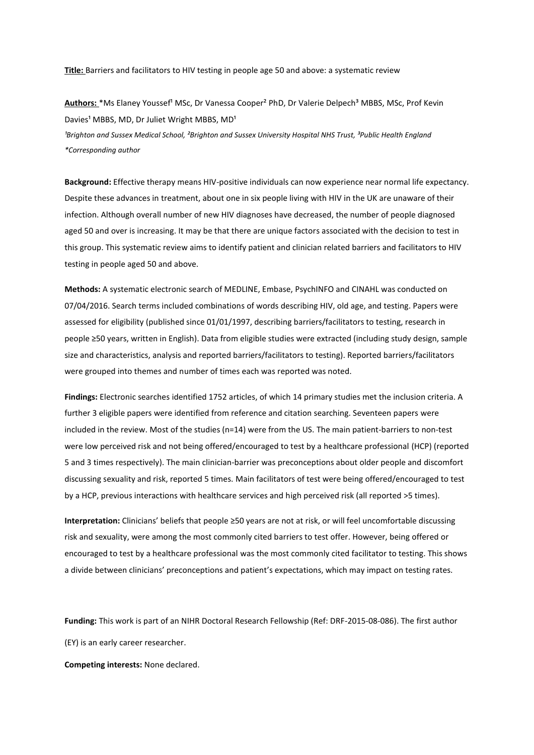**Title:** Barriers and facilitators to HIV testing in people age 50 and above: a systematic review

**Authors:** *Ms Elaney Youssef[1] MSc, Dr Vanessa Cooper[2] PhD, Dr Valerie Delpech[3] MBBS, MSc, Prof Kevin Davies[1] MBBS, MD, Dr Juliet Wright MBBS, MD[1]

*[1]Brighton and Sussex Medical School, [2]Brighton and Sussex University Hospital NHS Trust, [3]Public Health England*
*\*Corresponding author*

**Background:** Effective therapy means HIV-positive individuals can now experience near normal life expectancy. Despite these advances in treatment, about one in six people living with HIV in the UK are unaware of their infection. Although overall number of new HIV diagnoses have decreased, the number of people diagnosed aged 50 and over is increasing. It may be that there are unique factors associated with the decision to test in this group. This systematic review aims to identify patient and clinician related barriers and facilitators to HIV testing in people aged 50 and above.

**Methods:** A systematic electronic search of MEDLINE, Embase, PsychINFO and CINAHL was conducted on 07/04/2016. Search terms included combinations of words describing HIV, old age, and testing. Papers were assessed for eligibility (published since 01/01/1997, describing barriers/facilitators to testing, research in people ≥50 years, written in English). Data from eligible studies were extracted (including study design, sample size and characteristics, analysis and reported barriers/facilitators to testing). Reported barriers/facilitators were grouped into themes and number of times each was reported was noted.

**Findings:** Electronic searches identified 1752 articles, of which 14 primary studies met the inclusion criteria. A further 3 eligible papers were identified from reference and citation searching. Seventeen papers were included in the review. Most of the studies (n=14) were from the US. The main patient-barriers to non-test were low perceived risk and not being offered/encouraged to test by a healthcare professional (HCP) (reported 5 and 3 times respectively). The main clinician-barrier was preconceptions about older people and discomfort discussing sexuality and risk, reported 5 times. Main facilitators of test were being offered/encouraged to test by a HCP, previous interactions with healthcare services and high perceived risk (all reported >5 times).

**Interpretation:** Clinicians' beliefs that people ≥50 years are not at risk, or will feel uncomfortable discussing risk and sexuality, were among the most commonly cited barriers to test offer. However, being offered or encouraged to test by a healthcare professional was the most commonly cited facilitator to testing. This shows a divide between clinicians' preconceptions and patient's expectations, which may impact on testing rates.

**Funding:** This work is part of an NIHR Doctoral Research Fellowship (Ref: DRF-2015-08-086). The first author (EY) is an early career researcher.

**Competing interests:** None declared.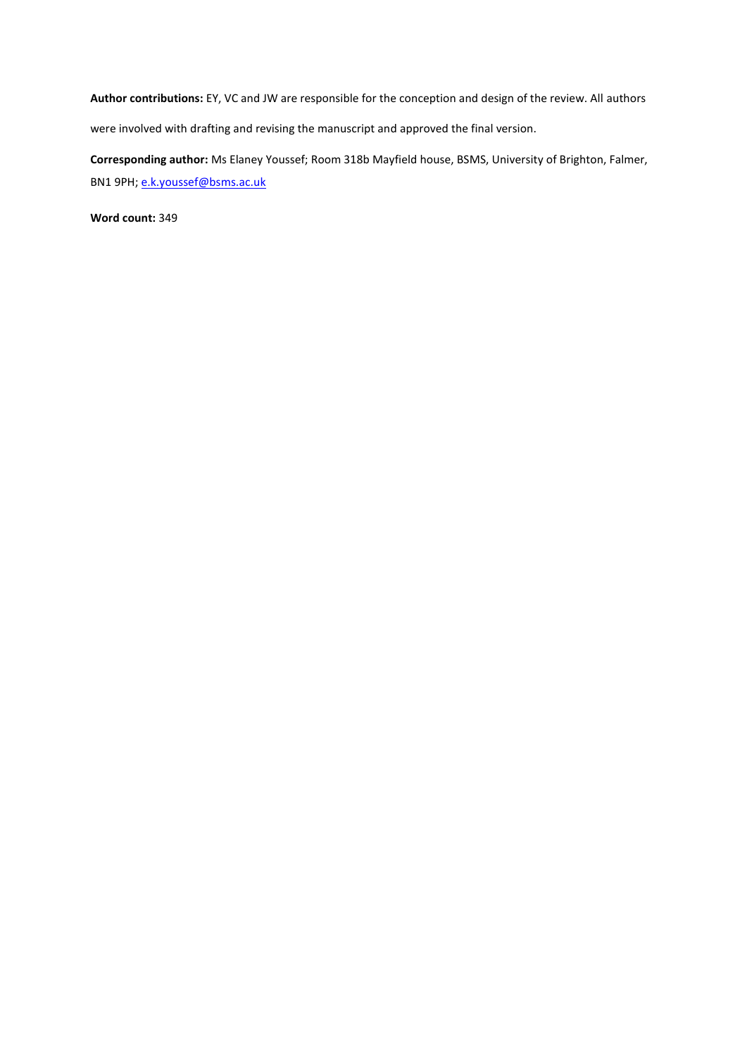**Author contributions:** EY, VC and JW are responsible for the conception and design of the review. All authors were involved with drafting and revising the manuscript and approved the final version.

**Corresponding author:** Ms Elaney Youssef; Room 318b Mayfield house, BSMS, University of Brighton, Falmer, BN1 9PH; e.k.youssef@bsms.ac.uk

**Word count:** 349